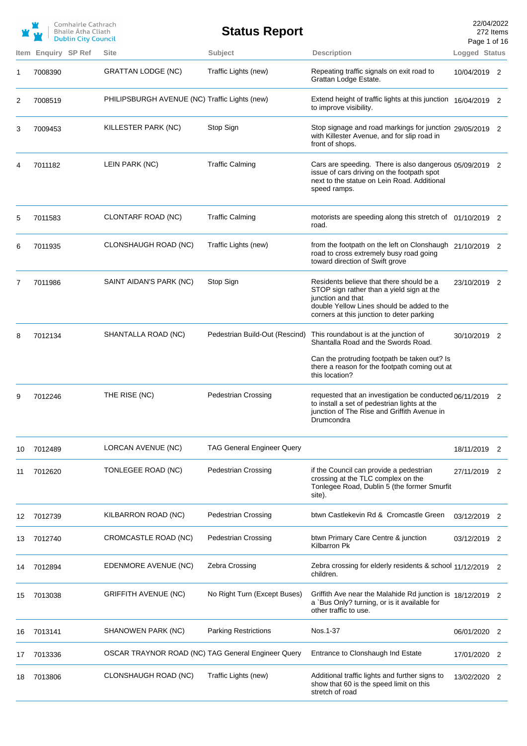Comhairle Cathrach Bhaile Átha Cliath
Dublin City Council

# Status Report

22/04/2022
272 Items

| Item | Enquiry | SP Ref | Site | Subject | Description | Logged | Status |
|---|---|---|---|---|---|---|---|
| 1 | 7008390 | | GRATTAN LODGE (NC) | Traffic Lights (new) | Repeating traffic signals on exit road to Grattan Lodge Estate. | 10/04/2019 | 2 |
| 2 | 7008519 | | PHILIPSBURGH AVENUE (NC) | Traffic Lights (new) | Extend height of traffic lights at this junction to improve visibility. | 16/04/2019 | 2 |
| 3 | 7009453 | | KILLESTER PARK (NC) | Stop Sign | Stop signage and road markings for junction with Killester Avenue, and for slip road in front of shops. | 29/05/2019 | 2 |
| 4 | 7011182 | | LEIN PARK (NC) | Traffic Calming | Cars are speeding. There is also dangerous issue of cars driving on the footpath spot next to the statue on Lein Road. Additional speed ramps. | 05/09/2019 | 2 |
| 5 | 7011583 | | CLONTARF ROAD (NC) | Traffic Calming | motorists are speeding along this stretch of road. | 01/10/2019 | 2 |
| 6 | 7011935 | | CLONSHAUGH ROAD (NC) | Traffic Lights (new) | from the footpath on the left on Clonshaugh road to cross extremely busy road going toward direction of Swift grove | 21/10/2019 | 2 |
| 7 | 7011986 | | SAINT AIDAN'S PARK (NC) | Stop Sign | Residents believe that there should be a STOP sign rather than a yield sign at the junction and that double Yellow Lines should be added to the corners at this junction to deter parking | 23/10/2019 | 2 |
| 8 | 7012134 | | SHANTALLA ROAD (NC) | Pedestrian Build-Out (Rescind) | This roundabout is at the junction of Shantalla Road and the Swords Road. Can the protruding footpath be taken out? Is there a reason for the footpath coming out at this location? | 30/10/2019 | 2 |
| 9 | 7012246 | | THE RISE (NC) | Pedestrian Crossing | requested that an investigation be conducted to install a set of pedestrian lights at the junction of The Rise and Griffith Avenue in Drumcondra | 06/11/2019 | 2 |
| 10 | 7012489 | | LORCAN AVENUE (NC) | TAG General Engineer Query | | 18/11/2019 | 2 |
| 11 | 7012620 | | TONLEGEE ROAD (NC) | Pedestrian Crossing | if the Council can provide a pedestrian crossing at the TLC complex on the Tonlegee Road, Dublin 5 (the former Smurfit site). | 27/11/2019 | 2 |
| 12 | 7012739 | | KILBARRON ROAD (NC) | Pedestrian Crossing | btwn Castlekevin Rd & Cromcastle Green | 03/12/2019 | 2 |
| 13 | 7012740 | | CROMCASTLE ROAD (NC) | Pedestrian Crossing | btwn Primary Care Centre & junction Kilbarron Pk | 03/12/2019 | 2 |
| 14 | 7012894 | | EDENMORE AVENUE (NC) | Zebra Crossing | Zebra crossing for elderly residents & school children. | 11/12/2019 | 2 |
| 15 | 7013038 | | GRIFFITH AVENUE (NC) | No Right Turn (Except Buses) | Griffith Ave near the Malahide Rd junction is a `Bus Only? turning, or is it available for other traffic to use. | 18/12/2019 | 2 |
| 16 | 7013141 | | SHANOWEN PARK (NC) | Parking Restrictions | Nos.1-37 | 06/01/2020 | 2 |
| 17 | 7013336 | | OSCAR TRAYNOR ROAD (NC) | TAG General Engineer Query | Entrance to Clonshaugh Ind Estate | 17/01/2020 | 2 |
| 18 | 7013806 | | CLONSHAUGH ROAD (NC) | Traffic Lights (new) | Additional traffic lights and further signs to show that 60 is the speed limit on this stretch of road | 13/02/2020 | 2 |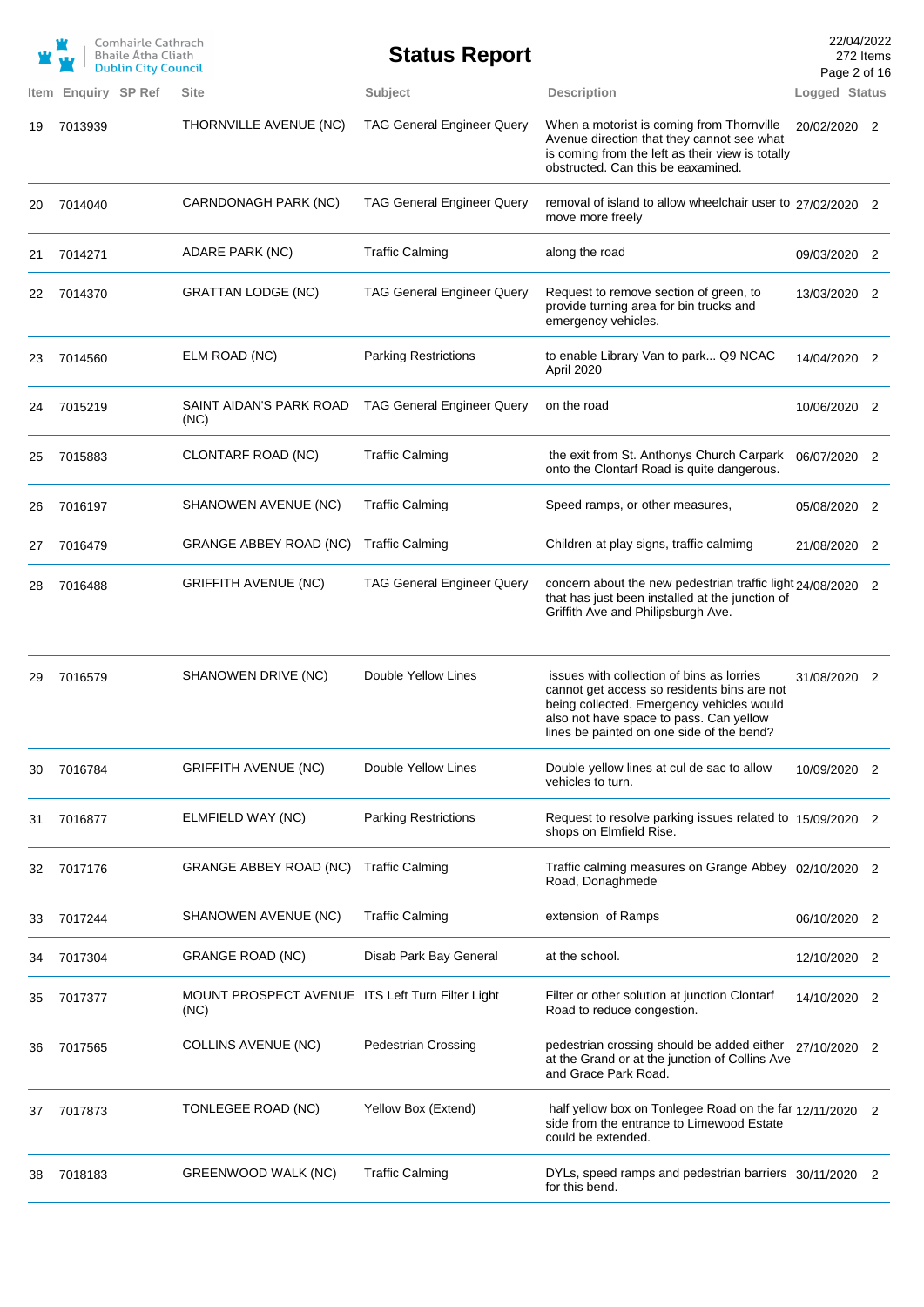# Status Report

| Item | Enquiry | SP Ref | Site | Subject | Description | Logged | Status |
|---|---|---|---|---|---|---|---|
| 19 | 7013939 | | THORNVILLE AVENUE (NC) | TAG General Engineer Query | When a motorist is coming from Thornville Avenue direction that they cannot see what is coming from the left as their view is totally obstructed. Can this be eaxamined. | 20/02/2020 | 2 |
| 20 | 7014040 | | CARNDONAGH PARK (NC) | TAG General Engineer Query | removal of island to allow wheelchair user to move more freely | 27/02/2020 | 2 |
| 21 | 7014271 | | ADARE PARK (NC) | Traffic Calming | along the road | 09/03/2020 | 2 |
| 22 | 7014370 | | GRATTAN LODGE (NC) | TAG General Engineer Query | Request to remove section of green, to provide turning area for bin trucks and emergency vehicles. | 13/03/2020 | 2 |
| 23 | 7014560 | | ELM ROAD (NC) | Parking Restrictions | to enable Library Van to park... Q9 NCAC April 2020 | 14/04/2020 | 2 |
| 24 | 7015219 | | SAINT AIDAN'S PARK ROAD (NC) | TAG General Engineer Query | on the road | 10/06/2020 | 2 |
| 25 | 7015883 | | CLONTARF ROAD (NC) | Traffic Calming | the exit from St. Anthonys Church Carpark onto the Clontarf Road is quite dangerous. | 06/07/2020 | 2 |
| 26 | 7016197 | | SHANOWEN AVENUE (NC) | Traffic Calming | Speed ramps, or other measures, | 05/08/2020 | 2 |
| 27 | 7016479 | | GRANGE ABBEY ROAD (NC) | Traffic Calming | Children at play signs, traffic calmimg | 21/08/2020 | 2 |
| 28 | 7016488 | | GRIFFITH AVENUE (NC) | TAG General Engineer Query | concern about the new pedestrian traffic light that has just been installed at the junction of Griffith Ave and Philipsburgh Ave. | 24/08/2020 | 2 |
| 29 | 7016579 | | SHANOWEN DRIVE (NC) | Double Yellow Lines | issues with collection of bins as lorries cannot get access so residents bins are not being collected. Emergency vehicles would also not have space to pass. Can yellow lines be painted on one side of the bend? | 31/08/2020 | 2 |
| 30 | 7016784 | | GRIFFITH AVENUE (NC) | Double Yellow Lines | Double yellow lines at cul de sac to allow vehicles to turn. | 10/09/2020 | 2 |
| 31 | 7016877 | | ELMFIELD WAY (NC) | Parking Restrictions | Request to resolve parking issues related to shops on Elmfield Rise. | 15/09/2020 | 2 |
| 32 | 7017176 | | GRANGE ABBEY ROAD (NC) | Traffic Calming | Traffic calming measures on Grange Abbey Road, Donaghmede | 02/10/2020 | 2 |
| 33 | 7017244 | | SHANOWEN AVENUE (NC) | Traffic Calming | extension of Ramps | 06/10/2020 | 2 |
| 34 | 7017304 | | GRANGE ROAD (NC) | Disab Park Bay General | at the school. | 12/10/2020 | 2 |
| 35 | 7017377 | | MOUNT PROSPECT AVENUE (NC) | ITS Left Turn Filter Light | Filter or other solution at junction Clontarf Road to reduce congestion. | 14/10/2020 | 2 |
| 36 | 7017565 | | COLLINS AVENUE (NC) | Pedestrian Crossing | pedestrian crossing should be added either at the Grand or at the junction of Collins Ave and Grace Park Road. | 27/10/2020 | 2 |
| 37 | 7017873 | | TONLEGEE ROAD (NC) | Yellow Box (Extend) | half yellow box on Tonlegee Road on the far side from the entrance to Limewood Estate could be extended. | 12/11/2020 | 2 |
| 38 | 7018183 | | GREENWOOD WALK (NC) | Traffic Calming | DYLs, speed ramps and pedestrian barriers for this bend. | 30/11/2020 | 2 |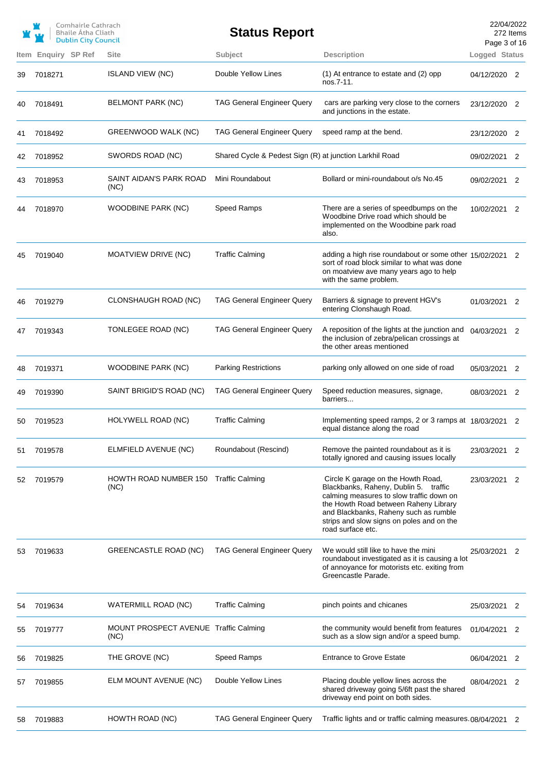| Item | Enquiry | SP Ref | Site | Subject | Description | Logged | Status |
|---|---|---|---|---|---|---|---|
| 39 | 7018271 | | ISLAND VIEW (NC) | Double Yellow Lines | (1) At entrance to estate and (2) opp nos.7-11. | 04/12/2020 | 2 |
| 40 | 7018491 | | BELMONT PARK (NC) | TAG General Engineer Query | cars are parking very close to the corners and junctions in the estate. | 23/12/2020 | 2 |
| 41 | 7018492 | | GREENWOOD WALK (NC) | TAG General Engineer Query | speed ramp at the bend. | 23/12/2020 | 2 |
| 42 | 7018952 | | SWORDS ROAD (NC) | Shared Cycle & Pedest Sign (R) at junction Larkhil Road | | 09/02/2021 | 2 |
| 43 | 7018953 | | SAINT AIDAN'S PARK ROAD (NC) | Mini Roundabout | Bollard or mini-roundabout o/s No.45 | 09/02/2021 | 2 |
| 44 | 7018970 | | WOODBINE PARK (NC) | Speed Ramps | There are a series of speedbumps on the Woodbine Drive road which should be implemented on the Woodbine park road also. | 10/02/2021 | 2 |
| 45 | 7019040 | | MOATVIEW DRIVE (NC) | Traffic Calming | adding a high rise roundabout or some other sort of road block similar to what was done on moatview ave many years ago to help with the same problem. | 15/02/2021 | 2 |
| 46 | 7019279 | | CLONSHAUGH ROAD (NC) | TAG General Engineer Query | Barriers & signage to prevent HGV's entering Clonshaugh Road. | 01/03/2021 | 2 |
| 47 | 7019343 | | TONLEGEE ROAD (NC) | TAG General Engineer Query | A reposition of the lights at the junction and the inclusion of zebra/pelican crossings at the other areas mentioned | 04/03/2021 | 2 |
| 48 | 7019371 | | WOODBINE PARK (NC) | Parking Restrictions | parking only allowed on one side of road | 05/03/2021 | 2 |
| 49 | 7019390 | | SAINT BRIGID'S ROAD (NC) | TAG General Engineer Query | Speed reduction measures, signage, barriers... | 08/03/2021 | 2 |
| 50 | 7019523 | | HOLYWELL ROAD (NC) | Traffic Calming | Implementing speed ramps, 2 or 3 ramps at equal distance along the road | 18/03/2021 | 2 |
| 51 | 7019578 | | ELMFIELD AVENUE (NC) | Roundabout (Rescind) | Remove the painted roundabout as it is totally ignored and causing issues locally | 23/03/2021 | 2 |
| 52 | 7019579 | | HOWTH ROAD NUMBER 150 (NC) | Traffic Calming | Circle K garage on the Howth Road, Blackbanks, Raheny, Dublin 5. traffic calming measures to slow traffic down on the Howth Road between Raheny Library and Blackbanks, Raheny such as rumble strips and slow signs on poles and on the road surface etc. | 23/03/2021 | 2 |
| 53 | 7019633 | | GREENCASTLE ROAD (NC) | TAG General Engineer Query | We would still like to have the mini roundabout investigated as it is causing a lot of annoyance for motorists etc. exiting from Greencastle Parade. | 25/03/2021 | 2 |
| 54 | 7019634 | | WATERMILL ROAD (NC) | Traffic Calming | pinch points and chicanes | 25/03/2021 | 2 |
| 55 | 7019777 | | MOUNT PROSPECT AVENUE (NC) | Traffic Calming | the community would benefit from features such as a slow sign and/or a speed bump. | 01/04/2021 | 2 |
| 56 | 7019825 | | THE GROVE (NC) | Speed Ramps | Entrance to Grove Estate | 06/04/2021 | 2 |
| 57 | 7019855 | | ELM MOUNT AVENUE (NC) | Double Yellow Lines | Placing double yellow lines across the shared driveway going 5/6ft past the shared driveway end point on both sides. | 08/04/2021 | 2 |
| 58 | 7019883 | | HOWTH ROAD (NC) | TAG General Engineer Query | Traffic lights and or traffic calming measures. | 08/04/2021 | 2 |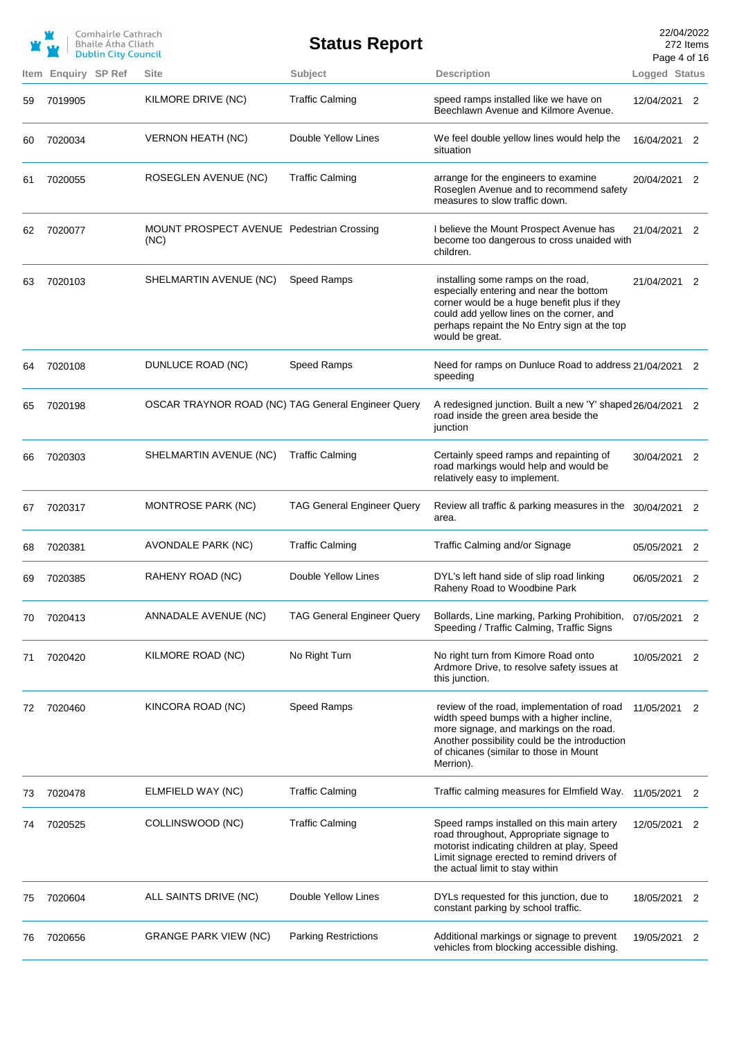# Status Report

| Item | Enquiry | SP Ref | Site | Subject | Description | Logged | Status |
|---|---|---|---|---|---|---|---|
| 59 | 7019905 | | KILMORE DRIVE (NC) | Traffic Calming | speed ramps installed like we have on Beechlawn Avenue and Kilmore Avenue. | 12/04/2021 | 2 |
| 60 | 7020034 | | VERNON HEATH (NC) | Double Yellow Lines | We feel double yellow lines would help the situation | 16/04/2021 | 2 |
| 61 | 7020055 | | ROSEGLEN AVENUE (NC) | Traffic Calming | arrange for the engineers to examine Roseglen Avenue and to recommend safety measures to slow traffic down. | 20/04/2021 | 2 |
| 62 | 7020077 | | MOUNT PROSPECT AVENUE (NC) | Pedestrian Crossing | I believe the Mount Prospect Avenue has become too dangerous to cross unaided with children. | 21/04/2021 | 2 |
| 63 | 7020103 | | SHELMARTIN AVENUE (NC) | Speed Ramps | installing some ramps on the road, especially entering and near the bottom corner would be a huge benefit plus if they could add yellow lines on the corner, and perhaps repaint the No Entry sign at the top would be great. | 21/04/2021 | 2 |
| 64 | 7020108 | | DUNLUCE ROAD (NC) | Speed Ramps | Need for ramps on Dunluce Road to address speeding | 21/04/2021 | 2 |
| 65 | 7020198 | | OSCAR TRAYNOR ROAD (NC) | TAG General Engineer Query | A redesigned junction. Built a new 'Y' shaped road inside the green area beside the junction | 26/04/2021 | 2 |
| 66 | 7020303 | | SHELMARTIN AVENUE (NC) | Traffic Calming | Certainly speed ramps and repainting of road markings would help and would be relatively easy to implement. | 30/04/2021 | 2 |
| 67 | 7020317 | | MONTROSE PARK (NC) | TAG General Engineer Query | Review all traffic & parking measures in the area. | 30/04/2021 | 2 |
| 68 | 7020381 | | AVONDALE PARK (NC) | Traffic Calming | Traffic Calming and/or Signage | 05/05/2021 | 2 |
| 69 | 7020385 | | RAHENY ROAD (NC) | Double Yellow Lines | DYL's left hand side of slip road linking Raheny Road to Woodbine Park | 06/05/2021 | 2 |
| 70 | 7020413 | | ANNADALE AVENUE (NC) | TAG General Engineer Query | Bollards, Line marking, Parking Prohibition, Speeding / Traffic Calming, Traffic Signs | 07/05/2021 | 2 |
| 71 | 7020420 | | KILMORE ROAD (NC) | No Right Turn | No right turn from Kimore Road onto Ardmore Drive, to resolve safety issues at this junction. | 10/05/2021 | 2 |
| 72 | 7020460 | | KINCORA ROAD (NC) | Speed Ramps | review of the road, implementation of road width speed bumps with a higher incline, more signage, and markings on the road. Another possibility could be the introduction of chicanes (similar to those in Mount Merrion). | 11/05/2021 | 2 |
| 73 | 7020478 | | ELMFIELD WAY (NC) | Traffic Calming | Traffic calming measures for Elmfield Way. | 11/05/2021 | 2 |
| 74 | 7020525 | | COLLINSWOOD (NC) | Traffic Calming | Speed ramps installed on this main artery road throughout, Appropriate signage to motorist indicating children at play, Speed Limit signage erected to remind drivers of the actual limit to stay within | 12/05/2021 | 2 |
| 75 | 7020604 | | ALL SAINTS DRIVE (NC) | Double Yellow Lines | DYLs requested for this junction, due to constant parking by school traffic. | 18/05/2021 | 2 |
| 76 | 7020656 | | GRANGE PARK VIEW (NC) | Parking Restrictions | Additional markings or signage to prevent vehicles from blocking accessible dishing. | 19/05/2021 | 2 |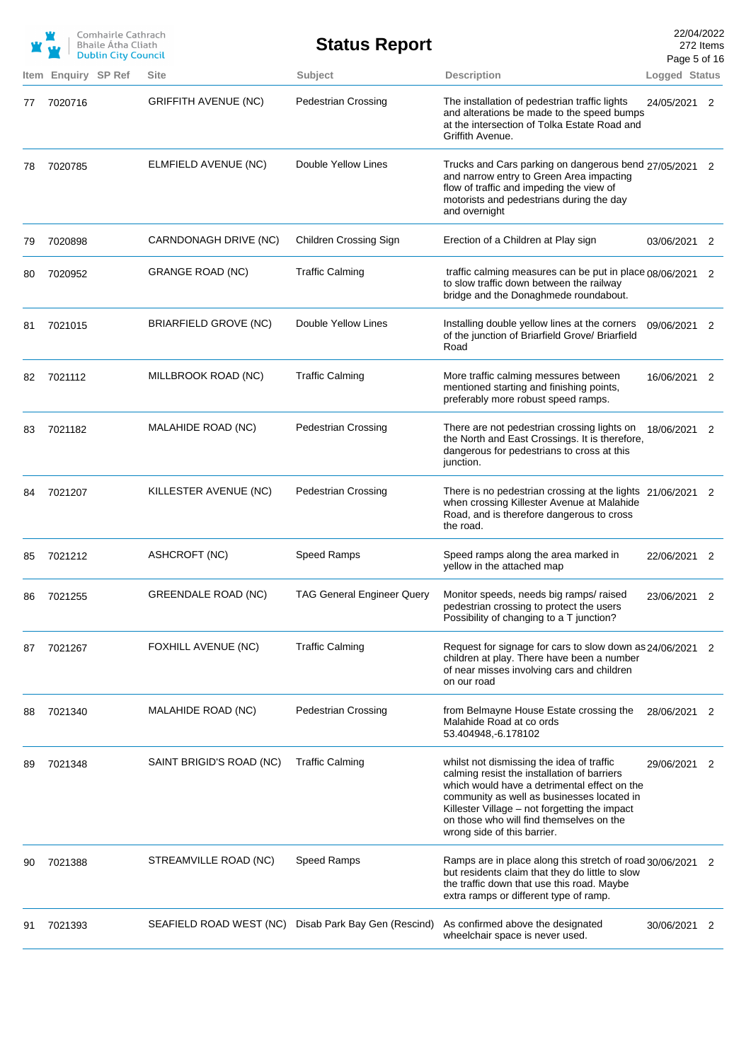| Item | Enquiry | SP Ref | Site | Subject | Description | Logged | Status |
|---|---|---|---|---|---|---|---|
| 77 | 7020716 | | GRIFFITH AVENUE (NC) | Pedestrian Crossing | The installation of pedestrian traffic lights and alterations be made to the speed bumps at the intersection of Tolka Estate Road and Griffith Avenue. | 24/05/2021 | 2 |
| 78 | 7020785 | | ELMFIELD AVENUE (NC) | Double Yellow Lines | Trucks and Cars parking on dangerous bend and narrow entry to Green Area impacting flow of traffic and impeding the view of motorists and pedestrians during the day and overnight | 27/05/2021 | 2 |
| 79 | 7020898 | | CARNDONAGH DRIVE (NC) | Children Crossing Sign | Erection of a Children at Play sign | 03/06/2021 | 2 |
| 80 | 7020952 | | GRANGE ROAD (NC) | Traffic Calming | traffic calming measures can be put in place to slow traffic down between the railway bridge and the Donaghmede roundabout. | 08/06/2021 | 2 |
| 81 | 7021015 | | BRIARFIELD GROVE (NC) | Double Yellow Lines | Installing double yellow lines at the corners of the junction of Briarfield Grove/ Briarfield Road | 09/06/2021 | 2 |
| 82 | 7021112 | | MILLBROOK ROAD (NC) | Traffic Calming | More traffic calming messures between mentioned starting and finishing points, preferably more robust speed ramps. | 16/06/2021 | 2 |
| 83 | 7021182 | | MALAHIDE ROAD (NC) | Pedestrian Crossing | There are not pedestrian crossing lights on the North and East Crossings. It is therefore, dangerous for pedestrians to cross at this junction. | 18/06/2021 | 2 |
| 84 | 7021207 | | KILLESTER AVENUE (NC) | Pedestrian Crossing | There is no pedestrian crossing at the lights when crossing Killester Avenue at Malahide Road, and is therefore dangerous to cross the road. | 21/06/2021 | 2 |
| 85 | 7021212 | | ASHCROFT (NC) | Speed Ramps | Speed ramps along the area marked in yellow in the attached map | 22/06/2021 | 2 |
| 86 | 7021255 | | GREENDALE ROAD (NC) | TAG General Engineer Query | Monitor speeds, needs big ramps/ raised pedestrian crossing to protect the users Possibility of changing to a T junction? | 23/06/2021 | 2 |
| 87 | 7021267 | | FOXHILL AVENUE (NC) | Traffic Calming | Request for signage for cars to slow down as children at play. There have been a number of near misses involving cars and children on our road | 24/06/2021 | 2 |
| 88 | 7021340 | | MALAHIDE ROAD (NC) | Pedestrian Crossing | from Belmayne House Estate crossing the Malahide Road at co ords 53.404948,-6.178102 | 28/06/2021 | 2 |
| 89 | 7021348 | | SAINT BRIGID'S ROAD (NC) | Traffic Calming | whilst not dismissing the idea of traffic calming resist the installation of barriers which would have a detrimental effect on the community as well as businesses located in Killester Village – not forgetting the impact on those who will find themselves on the wrong side of this barrier. | 29/06/2021 | 2 |
| 90 | 7021388 | | STREAMVILLE ROAD (NC) | Speed Ramps | Ramps are in place along this stretch of road but residents claim that they do little to slow the traffic down that use this road. Maybe extra ramps or different type of ramp. | 30/06/2021 | 2 |
| 91 | 7021393 | | SEAFIELD ROAD WEST (NC) | Disab Park Bay Gen (Rescind) | As confirmed above the designated wheelchair space is never used. | 30/06/2021 | 2 |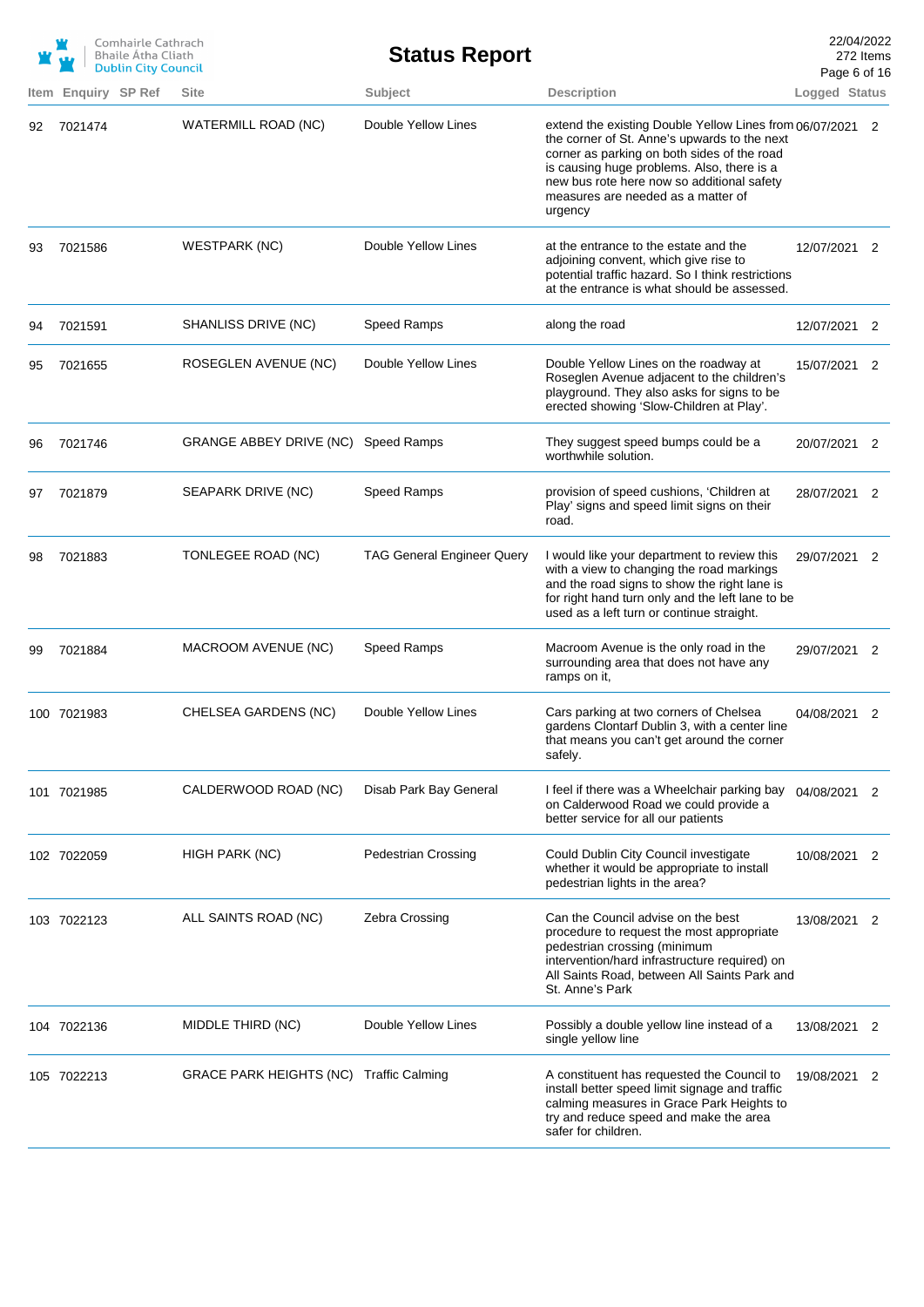# Status Report

Comhairle Cathrach Bhaile Átha Cliath
Dublin City Council

22/04/2022
272 Items

| Item | Enquiry | SP Ref | Site | Subject | Description | Logged | Status |
|---|---|---|---|---|---|---|---|
| 92 | 7021474 | | WATERMILL ROAD (NC) | Double Yellow Lines | extend the existing Double Yellow Lines from the corner of St. Anne's upwards to the next corner as parking on both sides of the road is causing huge problems. Also, there is a new bus rote here now so additional safety measures are needed as a matter of urgency | 06/07/2021 | 2 |
| 93 | 7021586 | | WESTPARK (NC) | Double Yellow Lines | at the entrance to the estate and the adjoining convent, which give rise to potential traffic hazard. So I think restrictions at the entrance is what should be assessed. | 12/07/2021 | 2 |
| 94 | 7021591 | | SHANLISS DRIVE (NC) | Speed Ramps | along the road | 12/07/2021 | 2 |
| 95 | 7021655 | | ROSEGLEN AVENUE (NC) | Double Yellow Lines | Double Yellow Lines on the roadway at Roseglen Avenue adjacent to the children's playground. They also asks for signs to be erected showing 'Slow-Children at Play'. | 15/07/2021 | 2 |
| 96 | 7021746 | | GRANGE ABBEY DRIVE (NC) | Speed Ramps | They suggest speed bumps could be a worthwhile solution. | 20/07/2021 | 2 |
| 97 | 7021879 | | SEAPARK DRIVE (NC) | Speed Ramps | provision of speed cushions, 'Children at Play' signs and speed limit signs on their road. | 28/07/2021 | 2 |
| 98 | 7021883 | | TONLEGEE ROAD (NC) | TAG General Engineer Query | I would like your department to review this with a view to changing the road markings and the road signs to show the right lane is for right hand turn only and the left lane to be used as a left turn or continue straight. | 29/07/2021 | 2 |
| 99 | 7021884 | | MACROOM AVENUE (NC) | Speed Ramps | Macroom Avenue is the only road in the surrounding area that does not have any ramps on it, | 29/07/2021 | 2 |
| 100 | 7021983 | | CHELSEA GARDENS (NC) | Double Yellow Lines | Cars parking at two corners of Chelsea gardens Clontarf Dublin 3, with a center line that means you can't get around the corner safely. | 04/08/2021 | 2 |
| 101 | 7021985 | | CALDERWOOD ROAD (NC) | Disab Park Bay General | I feel if there was a Wheelchair parking bay on Calderwood Road we could provide a better service for all our patients | 04/08/2021 | 2 |
| 102 | 7022059 | | HIGH PARK (NC) | Pedestrian Crossing | Could Dublin City Council investigate whether it would be appropriate to install pedestrian lights in the area? | 10/08/2021 | 2 |
| 103 | 7022123 | | ALL SAINTS ROAD (NC) | Zebra Crossing | Can the Council advise on the best procedure to request the most appropriate pedestrian crossing (minimum intervention/hard infrastructure required) on All Saints Road, between All Saints Park and St. Anne's Park | 13/08/2021 | 2 |
| 104 | 7022136 | | MIDDLE THIRD (NC) | Double Yellow Lines | Possibly a double yellow line instead of a single yellow line | 13/08/2021 | 2 |
| 105 | 7022213 | | GRACE PARK HEIGHTS (NC) | Traffic Calming | A constituent has requested the Council to install better speed limit signage and traffic calming measures in Grace Park Heights to try and reduce speed and make the area safer for children. | 19/08/2021 | 2 |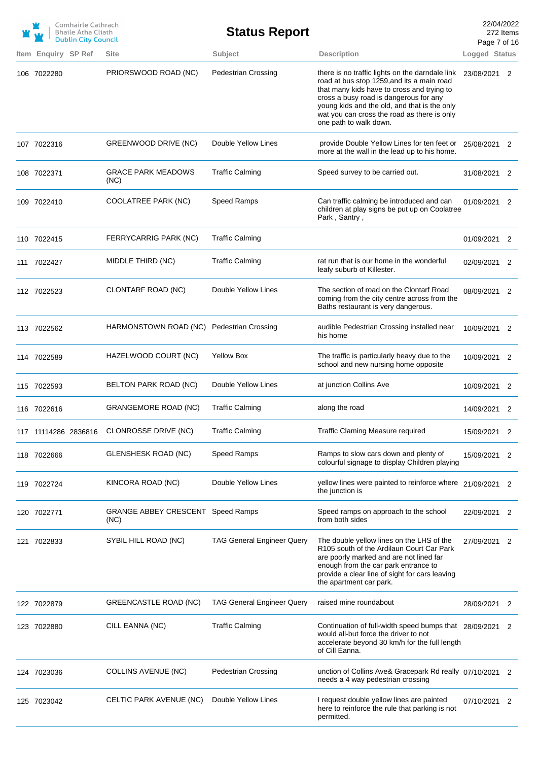| Item | Enquiry | SP Ref | Site | Subject | Description | Logged | Status |
|---|---|---|---|---|---|---|---|
| 106 | 7022280 | | PRIORSWOOD ROAD (NC) | Pedestrian Crossing | there is no traffic lights on the darndale link road at bus stop 1259,and its a main road that many kids have to cross and trying to cross a busy road is dangerous for any young kids and the old, and that is the only wat you can cross the road as there is only one path to walk down. | 23/08/2021 | 2 |
| 107 | 7022316 | | GREENWOOD DRIVE (NC) | Double Yellow Lines | provide Double Yellow Lines for ten feet or more at the wall in the lead up to his home. | 25/08/2021 | 2 |
| 108 | 7022371 | | GRACE PARK MEADOWS (NC) | Traffic Calming | Speed survey to be carried out. | 31/08/2021 | 2 |
| 109 | 7022410 | | COOLATREE PARK (NC) | Speed Ramps | Can traffic calming be introduced and can children at play signs be put up on Coolatree Park , Santry , | 01/09/2021 | 2 |
| 110 | 7022415 | | FERRYCARRIG PARK (NC) | Traffic Calming | | 01/09/2021 | 2 |
| 111 | 7022427 | | MIDDLE THIRD (NC) | Traffic Calming | rat run that is our home in the wonderful leafy suburb of Killester. | 02/09/2021 | 2 |
| 112 | 7022523 | | CLONTARF ROAD (NC) | Double Yellow Lines | The section of road on the Clontarf Road coming from the city centre across from the Baths restaurant is very dangerous. | 08/09/2021 | 2 |
| 113 | 7022562 | | HARMONSTOWN ROAD (NC) | Pedestrian Crossing | audible Pedestrian Crossing installed near his home | 10/09/2021 | 2 |
| 114 | 7022589 | | HAZELWOOD COURT (NC) | Yellow Box | The traffic is particularly heavy due to the school and new nursing home opposite | 10/09/2021 | 2 |
| 115 | 7022593 | | BELTON PARK ROAD (NC) | Double Yellow Lines | at junction Collins Ave | 10/09/2021 | 2 |
| 116 | 7022616 | | GRANGEMORE ROAD (NC) | Traffic Calming | along the road | 14/09/2021 | 2 |
| 117 | 11114286 | 2836816 | CLONROSSE DRIVE (NC) | Traffic Calming | Traffic Claming Measure required | 15/09/2021 | 2 |
| 118 | 7022666 | | GLENSHESK ROAD (NC) | Speed Ramps | Ramps to slow cars down and plenty of colourful signage to display Children playing | 15/09/2021 | 2 |
| 119 | 7022724 | | KINCORA ROAD (NC) | Double Yellow Lines | yellow lines were painted to reinforce where the junction is | 21/09/2021 | 2 |
| 120 | 7022771 | | GRANGE ABBEY CRESCENT (NC) | Speed Ramps | Speed ramps on approach to the school from both sides | 22/09/2021 | 2 |
| 121 | 7022833 | | SYBIL HILL ROAD (NC) | TAG General Engineer Query | The double yellow lines on the LHS of the R105 south of the Ardilaun Court Car Park are poorly marked and are not lined far enough from the car park entrance to provide a clear line of sight for cars leaving the apartment car park. | 27/09/2021 | 2 |
| 122 | 7022879 | | GREENCASTLE ROAD (NC) | TAG General Engineer Query | raised mine roundabout | 28/09/2021 | 2 |
| 123 | 7022880 | | CILL EANNA (NC) | Traffic Calming | Continuation of full-width speed bumps that would all-but force the driver to not accelerate beyond 30 km/h for the full length of Cill Éanna. | 28/09/2021 | 2 |
| 124 | 7023036 | | COLLINS AVENUE (NC) | Pedestrian Crossing | unction of Collins Ave& Gracepark Rd really needs a 4 way pedestrian crossing | 07/10/2021 | 2 |
| 125 | 7023042 | | CELTIC PARK AVENUE (NC) | Double Yellow Lines | I request double yellow lines are painted here to reinforce the rule that parking is not permitted. | 07/10/2021 | 2 |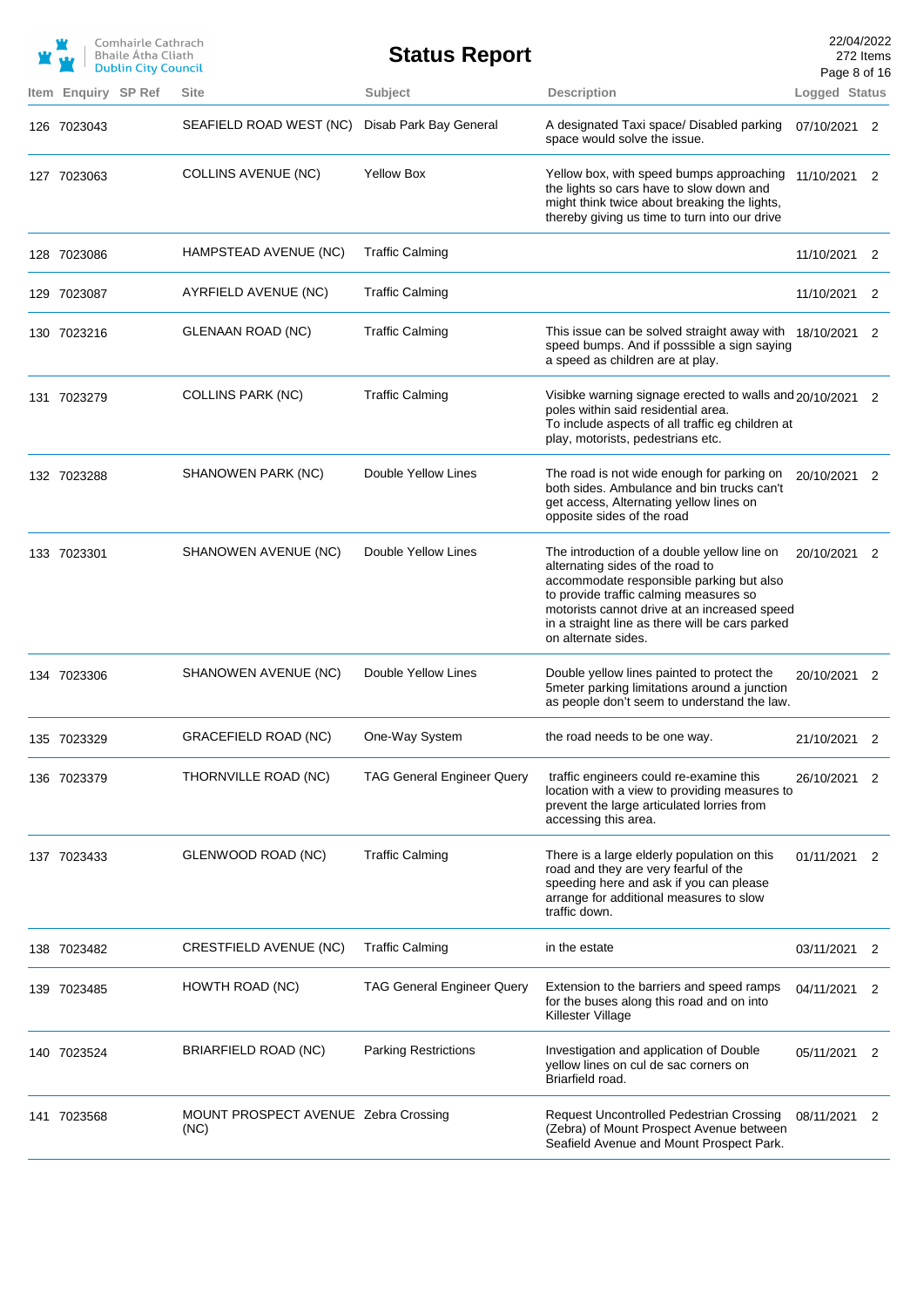| Item | Enquiry | SP Ref | Site | Subject | Description | Logged | Status |
|---|---|---|---|---|---|---|---|
| 126 | 7023043 | | SEAFIELD ROAD WEST (NC) | Disab Park Bay General | A designated Taxi space/ Disabled parking space would solve the issue. | 07/10/2021 | 2 |
| 127 | 7023063 | | COLLINS AVENUE (NC) | Yellow Box | Yellow box, with speed bumps approaching the lights so cars have to slow down and might think twice about breaking the lights, thereby giving us time to turn into our drive | 11/10/2021 | 2 |
| 128 | 7023086 | | HAMPSTEAD AVENUE (NC) | Traffic Calming | | 11/10/2021 | 2 |
| 129 | 7023087 | | AYRFIELD AVENUE (NC) | Traffic Calming | | 11/10/2021 | 2 |
| 130 | 7023216 | | GLENAAN ROAD (NC) | Traffic Calming | This issue can be solved straight away with speed bumps. And if posssible a sign saying a speed as children are at play. | 18/10/2021 | 2 |
| 131 | 7023279 | | COLLINS PARK (NC) | Traffic Calming | Visibke warning signage erected to walls and poles within said residential area. To include aspects of all traffic eg children at play, motorists, pedestrians etc. | 20/10/2021 | 2 |
| 132 | 7023288 | | SHANOWEN PARK (NC) | Double Yellow Lines | The road is not wide enough for parking on both sides. Ambulance and bin trucks can't get access, Alternating yellow lines on opposite sides of the road | 20/10/2021 | 2 |
| 133 | 7023301 | | SHANOWEN AVENUE (NC) | Double Yellow Lines | The introduction of a double yellow line on alternating sides of the road to accommodate responsible parking but also to provide traffic calming measures so motorists cannot drive at an increased speed in a straight line as there will be cars parked on alternate sides. | 20/10/2021 | 2 |
| 134 | 7023306 | | SHANOWEN AVENUE (NC) | Double Yellow Lines | Double yellow lines painted to protect the 5meter parking limitations around a junction as people don't seem to understand the law. | 20/10/2021 | 2 |
| 135 | 7023329 | | GRACEFIELD ROAD (NC) | One-Way System | the road needs to be one way. | 21/10/2021 | 2 |
| 136 | 7023379 | | THORNVILLE ROAD (NC) | TAG General Engineer Query | traffic engineers could re-examine this location with a view to providing measures to prevent the large articulated lorries from accessing this area. | 26/10/2021 | 2 |
| 137 | 7023433 | | GLENWOOD ROAD (NC) | Traffic Calming | There is a large elderly population on this road and they are very fearful of the speeding here and ask if you can please arrange for additional measures to slow traffic down. | 01/11/2021 | 2 |
| 138 | 7023482 | | CRESTFIELD AVENUE (NC) | Traffic Calming | in the estate | 03/11/2021 | 2 |
| 139 | 7023485 | | HOWTH ROAD (NC) | TAG General Engineer Query | Extension to the barriers and speed ramps for the buses along this road and on into Killester Village | 04/11/2021 | 2 |
| 140 | 7023524 | | BRIARFIELD ROAD (NC) | Parking Restrictions | Investigation and application of Double yellow lines on cul de sac corners on Briarfield road. | 05/11/2021 | 2 |
| 141 | 7023568 | | MOUNT PROSPECT AVENUE (NC) | Zebra Crossing | Request Uncontrolled Pedestrian Crossing (Zebra) of Mount Prospect Avenue between Seafield Avenue and Mount Prospect Park. | 08/11/2021 | 2 |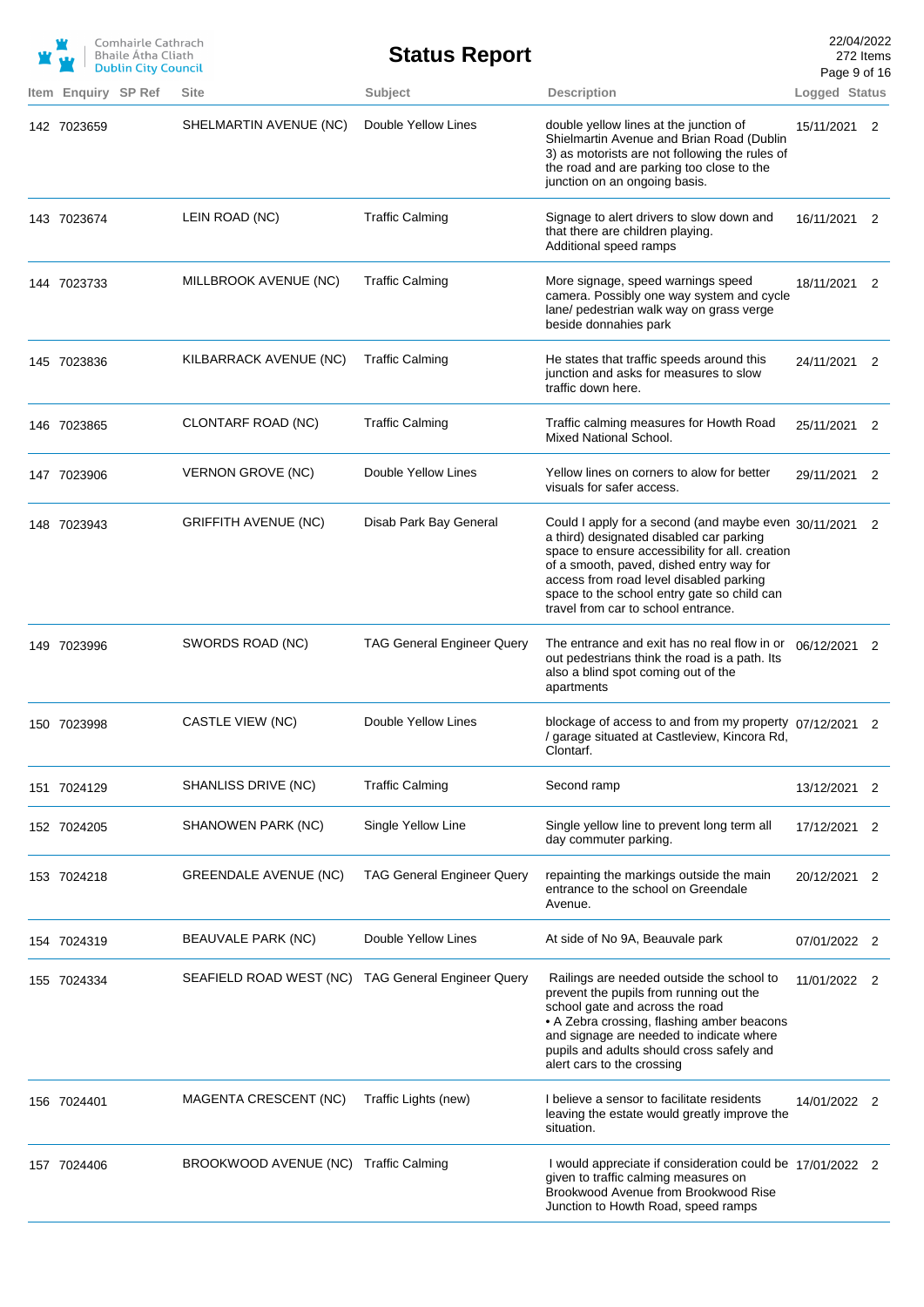| Item | Enquiry | SP Ref | Site | Subject | Description | Logged | Status |
|---|---|---|---|---|---|---|---|
| 142 | 7023659 | | SHELMARTIN AVENUE (NC) | Double Yellow Lines | double yellow lines at the junction of Shielmartin Avenue and Brian Road (Dublin 3) as motorists are not following the rules of the road and are parking too close to the junction on an ongoing basis. | 15/11/2021 | 2 |
| 143 | 7023674 | | LEIN ROAD (NC) | Traffic Calming | Signage to alert drivers to slow down and that there are children playing. Additional speed ramps | 16/11/2021 | 2 |
| 144 | 7023733 | | MILLBROOK AVENUE (NC) | Traffic Calming | More signage, speed warnings speed camera. Possibly one way system and cycle lane/ pedestrian walk way on grass verge beside donnahies park | 18/11/2021 | 2 |
| 145 | 7023836 | | KILBARRACK AVENUE (NC) | Traffic Calming | He states that traffic speeds around this junction and asks for measures to slow traffic down here. | 24/11/2021 | 2 |
| 146 | 7023865 | | CLONTARF ROAD (NC) | Traffic Calming | Traffic calming measures for Howth Road Mixed National School. | 25/11/2021 | 2 |
| 147 | 7023906 | | VERNON GROVE (NC) | Double Yellow Lines | Yellow lines on corners to alow for better visuals for safer access. | 29/11/2021 | 2 |
| 148 | 7023943 | | GRIFFITH AVENUE (NC) | Disab Park Bay General | Could I apply for a second (and maybe even a third) designated disabled car parking space to ensure accessibility for all. creation of a smooth, paved, dished entry way for access from road level disabled parking space to the school entry gate so child can travel from car to school entrance. | 30/11/2021 | 2 |
| 149 | 7023996 | | SWORDS ROAD (NC) | TAG General Engineer Query | The entrance and exit has no real flow in or out pedestrians think the road is a path. Its also a blind spot coming out of the apartments | 06/12/2021 | 2 |
| 150 | 7023998 | | CASTLE VIEW (NC) | Double Yellow Lines | blockage of access to and from my property / garage situated at Castleview, Kincora Rd, Clontarf. | 07/12/2021 | 2 |
| 151 | 7024129 | | SHANLISS DRIVE (NC) | Traffic Calming | Second ramp | 13/12/2021 | 2 |
| 152 | 7024205 | | SHANOWEN PARK (NC) | Single Yellow Line | Single yellow line to prevent long term all day commuter parking. | 17/12/2021 | 2 |
| 153 | 7024218 | | GREENDALE AVENUE (NC) | TAG General Engineer Query | repainting the markings outside the main entrance to the school on Greendale Avenue. | 20/12/2021 | 2 |
| 154 | 7024319 | | BEAUVALE PARK (NC) | Double Yellow Lines | At side of No 9A, Beauvale park | 07/01/2022 | 2 |
| 155 | 7024334 | | SEAFIELD ROAD WEST (NC) | TAG General Engineer Query | Railings are needed outside the school to prevent the pupils from running out the school gate and across the road • A Zebra crossing, flashing amber beacons and signage are needed to indicate where pupils and adults should cross safely and alert cars to the crossing | 11/01/2022 | 2 |
| 156 | 7024401 | | MAGENTA CRESCENT (NC) | Traffic Lights (new) | I believe a sensor to facilitate residents leaving the estate would greatly improve the situation. | 14/01/2022 | 2 |
| 157 | 7024406 | | BROOKWOOD AVENUE (NC) | Traffic Calming | I would appreciate if consideration could be given to traffic calming measures on Brookwood Avenue from Brookwood Rise Junction to Howth Road, speed ramps | 17/01/2022 | 2 |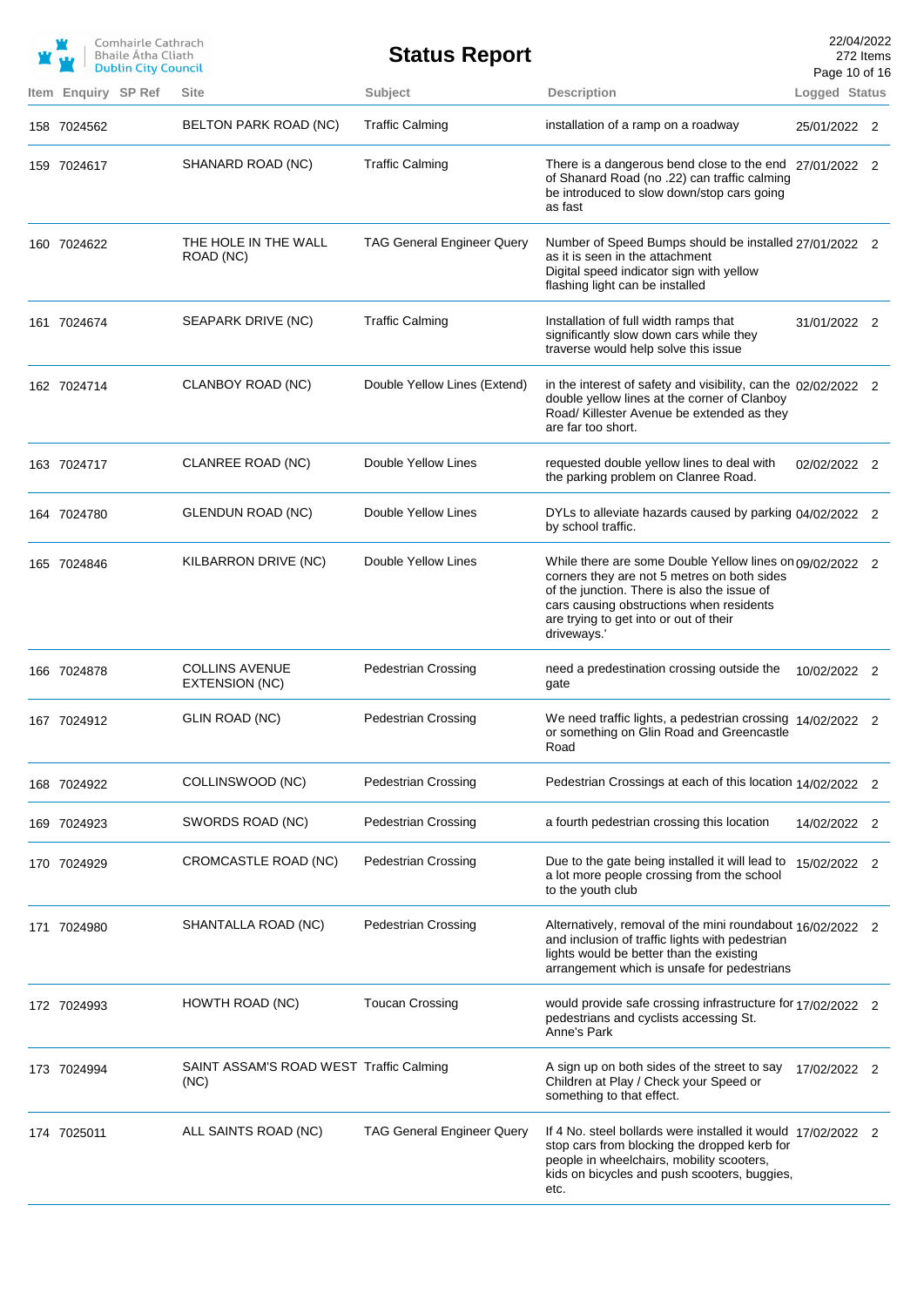| Item | Enquiry | SP Ref | Site | Subject | Description | Logged | Status |
|---|---|---|---|---|---|---|---|
| 158 | 7024562 | | BELTON PARK ROAD (NC) | Traffic Calming | installation of a ramp on a roadway | 25/01/2022 | 2 |
| 159 | 7024617 | | SHANARD ROAD (NC) | Traffic Calming | There is a dangerous bend close to the end of Shanard Road (no .22) can traffic calming be introduced to slow down/stop cars going as fast | 27/01/2022 | 2 |
| 160 | 7024622 | | THE HOLE IN THE WALL ROAD (NC) | TAG General Engineer Query | Number of Speed Bumps should be installed as it is seen in the attachment Digital speed indicator sign with yellow flashing light can be installed | 27/01/2022 | 2 |
| 161 | 7024674 | | SEAPARK DRIVE (NC) | Traffic Calming | Installation of full width ramps that significantly slow down cars while they traverse would help solve this issue | 31/01/2022 | 2 |
| 162 | 7024714 | | CLANBOY ROAD (NC) | Double Yellow Lines (Extend) | in the interest of safety and visibility, can the double yellow lines at the corner of Clanboy Road/ Killester Avenue be extended as they are far too short. | 02/02/2022 | 2 |
| 163 | 7024717 | | CLANREE ROAD (NC) | Double Yellow Lines | requested double yellow lines to deal with the parking problem on Clanree Road. | 02/02/2022 | 2 |
| 164 | 7024780 | | GLENDUN ROAD (NC) | Double Yellow Lines | DYLs to alleviate hazards caused by parking by school traffic. | 04/02/2022 | 2 |
| 165 | 7024846 | | KILBARRON DRIVE (NC) | Double Yellow Lines | While there are some Double Yellow lines on corners they are not 5 metres on both sides of the junction. There is also the issue of cars causing obstructions when residents are trying to get into or out of their driveways.' | 09/02/2022 | 2 |
| 166 | 7024878 | | COLLINS AVENUE EXTENSION (NC) | Pedestrian Crossing | need a predestination crossing outside the gate | 10/02/2022 | 2 |
| 167 | 7024912 | | GLIN ROAD (NC) | Pedestrian Crossing | We need traffic lights, a pedestrian crossing or something on Glin Road and Greencastle Road | 14/02/2022 | 2 |
| 168 | 7024922 | | COLLINSWOOD (NC) | Pedestrian Crossing | Pedestrian Crossings at each of this location | 14/02/2022 | 2 |
| 169 | 7024923 | | SWORDS ROAD (NC) | Pedestrian Crossing | a fourth pedestrian crossing this location | 14/02/2022 | 2 |
| 170 | 7024929 | | CROMCASTLE ROAD (NC) | Pedestrian Crossing | Due to the gate being installed it will lead to a lot more people crossing from the school to the youth club | 15/02/2022 | 2 |
| 171 | 7024980 | | SHANTALLA ROAD (NC) | Pedestrian Crossing | Alternatively, removal of the mini roundabout and inclusion of traffic lights with pedestrian lights would be better than the existing arrangement which is unsafe for pedestrians | 16/02/2022 | 2 |
| 172 | 7024993 | | HOWTH ROAD (NC) | Toucan Crossing | would provide safe crossing infrastructure for pedestrians and cyclists accessing St. Anne's Park | 17/02/2022 | 2 |
| 173 | 7024994 | | SAINT ASSAM'S ROAD WEST (NC) | Traffic Calming | A sign up on both sides of the street to say Children at Play / Check your Speed or something to that effect. | 17/02/2022 | 2 |
| 174 | 7025011 | | ALL SAINTS ROAD (NC) | TAG General Engineer Query | If 4 No. steel bollards were installed it would stop cars from blocking the dropped kerb for people in wheelchairs, mobility scooters, kids on bicycles and push scooters, buggies, etc. | 17/02/2022 | 2 |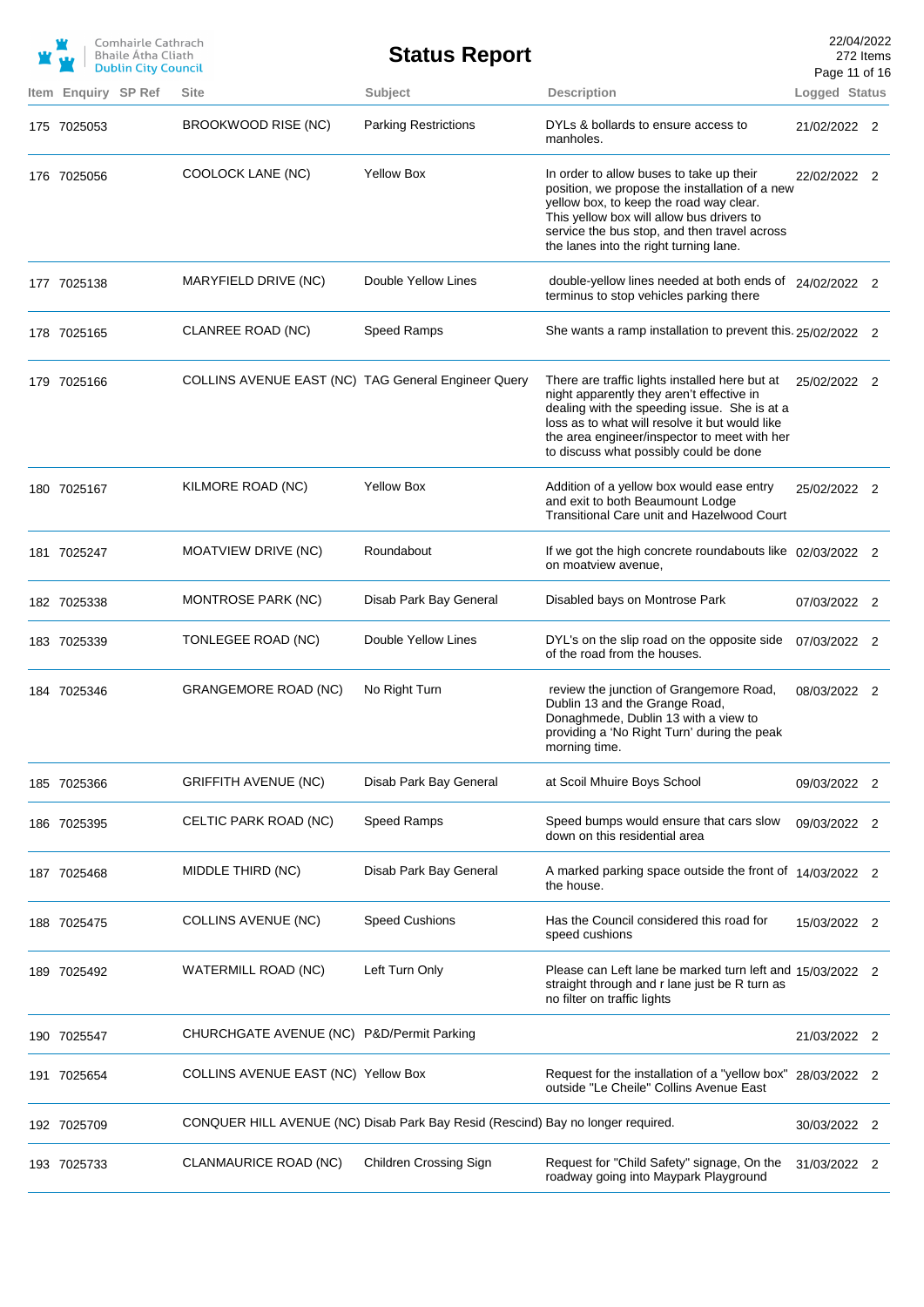# Status Report

22/04/2022
272 Items

| Item | Enquiry | SP Ref | Site | Subject | Description | Logged | Status |
|---|---|---|---|---|---|---|---|
| 175 | 7025053 | | BROOKWOOD RISE (NC) | Parking Restrictions | DYLs & bollards to ensure access to manholes. | 21/02/2022 | 2 |
| 176 | 7025056 | | COOLOCK LANE (NC) | Yellow Box | In order to allow buses to take up their position, we propose the installation of a new yellow box, to keep the road way clear. This yellow box will allow bus drivers to service the bus stop, and then travel across the lanes into the right turning lane. | 22/02/2022 | 2 |
| 177 | 7025138 | | MARYFIELD DRIVE (NC) | Double Yellow Lines | double-yellow lines needed at both ends of terminus to stop vehicles parking there | 24/02/2022 | 2 |
| 178 | 7025165 | | CLANREE ROAD (NC) | Speed Ramps | She wants a ramp installation to prevent this. | 25/02/2022 | 2 |
| 179 | 7025166 | | COLLINS AVENUE EAST (NC) | TAG General Engineer Query | There are traffic lights installed here but at night apparently they aren't effective in dealing with the speeding issue. She is at a loss as to what will resolve it but would like the area engineer/inspector to meet with her to discuss what possibly could be done | 25/02/2022 | 2 |
| 180 | 7025167 | | KILMORE ROAD (NC) | Yellow Box | Addition of a yellow box would ease entry and exit to both Beaumount Lodge Transitional Care unit and Hazelwood Court | 25/02/2022 | 2 |
| 181 | 7025247 | | MOATVIEW DRIVE (NC) | Roundabout | If we got the high concrete roundabouts like on moatview avenue, | 02/03/2022 | 2 |
| 182 | 7025338 | | MONTROSE PARK (NC) | Disab Park Bay General | Disabled bays on Montrose Park | 07/03/2022 | 2 |
| 183 | 7025339 | | TONLEGEE ROAD (NC) | Double Yellow Lines | DYL's on the slip road on the opposite side of the road from the houses. | 07/03/2022 | 2 |
| 184 | 7025346 | | GRANGEMORE ROAD (NC) | No Right Turn | review the junction of Grangemore Road, Dublin 13 and the Grange Road, Donaghmede, Dublin 13 with a view to providing a 'No Right Turn' during the peak morning time. | 08/03/2022 | 2 |
| 185 | 7025366 | | GRIFFITH AVENUE (NC) | Disab Park Bay General | at Scoil Mhuire Boys School | 09/03/2022 | 2 |
| 186 | 7025395 | | CELTIC PARK ROAD (NC) | Speed Ramps | Speed bumps would ensure that cars slow down on this residential area | 09/03/2022 | 2 |
| 187 | 7025468 | | MIDDLE THIRD (NC) | Disab Park Bay General | A marked parking space outside the front of the house. | 14/03/2022 | 2 |
| 188 | 7025475 | | COLLINS AVENUE (NC) | Speed Cushions | Has the Council considered this road for speed cushions | 15/03/2022 | 2 |
| 189 | 7025492 | | WATERMILL ROAD (NC) | Left Turn Only | Please can Left lane be marked turn left and straight through and r lane just be R turn as no filter on traffic lights | 15/03/2022 | 2 |
| 190 | 7025547 | | CHURCHGATE AVENUE (NC) | P&D/Permit Parking | | 21/03/2022 | 2 |
| 191 | 7025654 | | COLLINS AVENUE EAST (NC) | Yellow Box | Request for the installation of a "yellow box" outside "Le Cheile" Collins Avenue East | 28/03/2022 | 2 |
| 192 | 7025709 | | CONQUER HILL AVENUE (NC) | Disab Park Bay Resid (Rescind) | Bay no longer required. | 30/03/2022 | 2 |
| 193 | 7025733 | | CLANMAURICE ROAD (NC) | Children Crossing Sign | Request for "Child Safety" signage, On the roadway going into Maypark Playground | 31/03/2022 | 2 |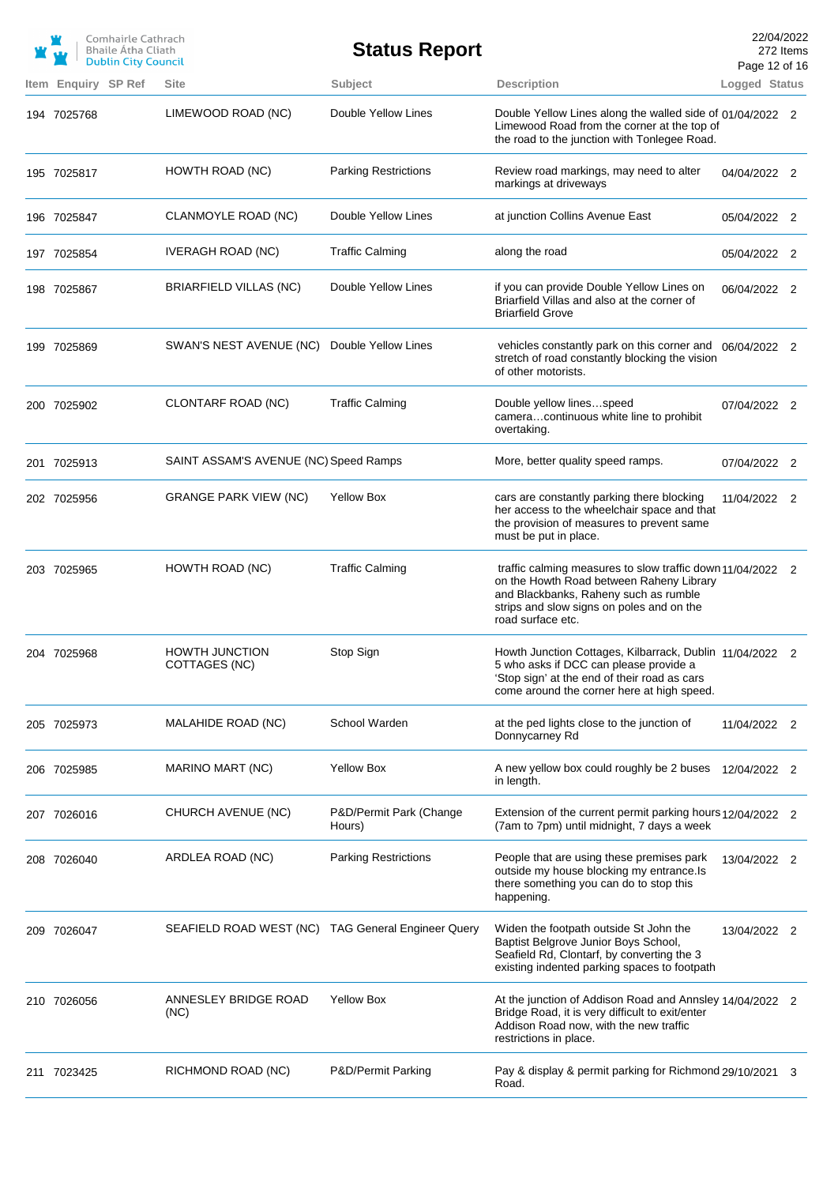# Status Report

| Item | Enquiry | SP Ref | Site | Subject | Description | Logged | Status |
|---|---|---|---|---|---|---|---|
| 194 | 7025768 | | LIMEWOOD ROAD (NC) | Double Yellow Lines | Double Yellow Lines along the walled side of Limewood Road from the corner at the top of the road to the junction with Tonlegee Road. | 01/04/2022 | 2 |
| 195 | 7025817 | | HOWTH ROAD (NC) | Parking Restrictions | Review road markings, may need to alter markings at driveways | 04/04/2022 | 2 |
| 196 | 7025847 | | CLANMOYLE ROAD (NC) | Double Yellow Lines | at junction Collins Avenue East | 05/04/2022 | 2 |
| 197 | 7025854 | | IVERAGH ROAD (NC) | Traffic Calming | along the road | 05/04/2022 | 2 |
| 198 | 7025867 | | BRIARFIELD VILLAS (NC) | Double Yellow Lines | if you can provide Double Yellow Lines on Briarfield Villas and also at the corner of Briarfield Grove | 06/04/2022 | 2 |
| 199 | 7025869 | | SWAN'S NEST AVENUE (NC) | Double Yellow Lines | vehicles constantly park on this corner and stretch of road constantly blocking the vision of other motorists. | 06/04/2022 | 2 |
| 200 | 7025902 | | CLONTARF ROAD (NC) | Traffic Calming | Double yellow lines…speed camera…continuous white line to prohibit overtaking. | 07/04/2022 | 2 |
| 201 | 7025913 | | SAINT ASSAM'S AVENUE (NC) | Speed Ramps | More, better quality speed ramps. | 07/04/2022 | 2 |
| 202 | 7025956 | | GRANGE PARK VIEW (NC) | Yellow Box | cars are constantly parking there blocking her access to the wheelchair space and that the provision of measures to prevent same must be put in place. | 11/04/2022 | 2 |
| 203 | 7025965 | | HOWTH ROAD (NC) | Traffic Calming | traffic calming measures to slow traffic down on the Howth Road between Raheny Library and Blackbanks, Raheny such as rumble strips and slow signs on poles and on the road surface etc. | 11/04/2022 | 2 |
| 204 | 7025968 | | HOWTH JUNCTION COTTAGES (NC) | Stop Sign | Howth Junction Cottages, Kilbarrack, Dublin 5 who asks if DCC can please provide a 'Stop sign' at the end of their road as cars come around the corner here at high speed. | 11/04/2022 | 2 |
| 205 | 7025973 | | MALAHIDE ROAD (NC) | School Warden | at the ped lights close to the junction of Donnycarney Rd | 11/04/2022 | 2 |
| 206 | 7025985 | | MARINO MART (NC) | Yellow Box | A new yellow box could roughly be 2 buses in length. | 12/04/2022 | 2 |
| 207 | 7026016 | | CHURCH AVENUE (NC) | P&D/Permit Park (Change Hours) | Extension of the current permit parking hours (7am to 7pm) until midnight, 7 days a week | 12/04/2022 | 2 |
| 208 | 7026040 | | ARDLEA ROAD (NC) | Parking Restrictions | People that are using these premises park outside my house blocking my entrance.Is there something you can do to stop this happening. | 13/04/2022 | 2 |
| 209 | 7026047 | | SEAFIELD ROAD WEST (NC) | TAG General Engineer Query | Widen the footpath outside St John the Baptist Belgrove Junior Boys School, Seafield Rd, Clontarf, by converting the 3 existing indented parking spaces to footpath | 13/04/2022 | 2 |
| 210 | 7026056 | | ANNESLEY BRIDGE ROAD (NC) | Yellow Box | At the junction of Addison Road and Annsley Bridge Road, it is very difficult to exit/enter Addison Road now, with the new traffic restrictions in place. | 14/04/2022 | 2 |
| 211 | 7023425 | | RICHMOND ROAD (NC) | P&D/Permit Parking | Pay & display & permit parking for Richmond Road. | 29/10/2021 | 3 |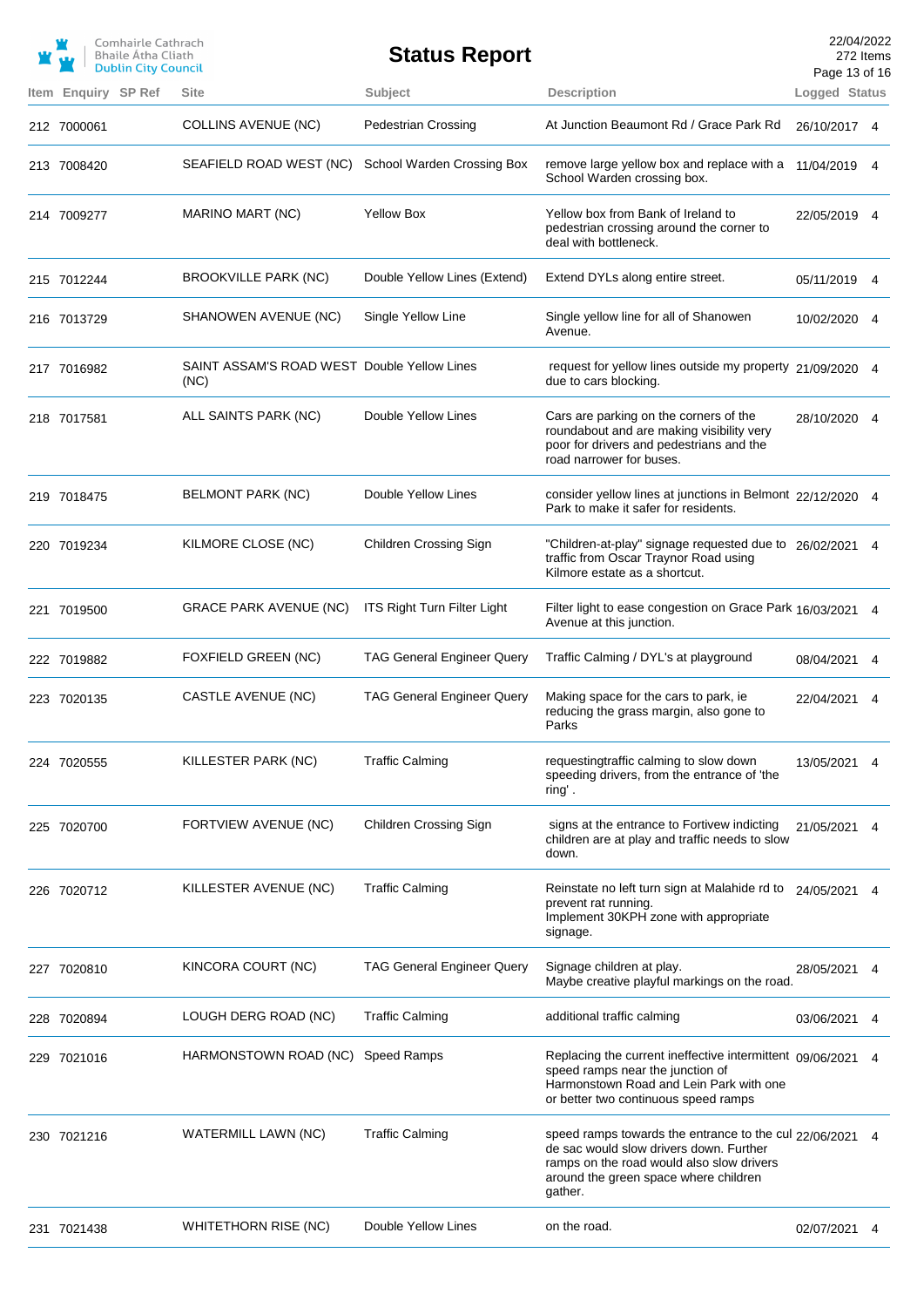| Item | Enquiry | SP Ref | Site | Subject | Description | Logged | Status |
|---|---|---|---|---|---|---|---|
| 212 | 7000061 | | COLLINS AVENUE (NC) | Pedestrian Crossing | At Junction Beaumont Rd / Grace Park Rd | 26/10/2017 | 4 |
| 213 | 7008420 | | SEAFIELD ROAD WEST (NC) | School Warden Crossing Box | remove large yellow box and replace with a School Warden crossing box. | 11/04/2019 | 4 |
| 214 | 7009277 | | MARINO MART (NC) | Yellow Box | Yellow box from Bank of Ireland to pedestrian crossing around the corner to deal with bottleneck. | 22/05/2019 | 4 |
| 215 | 7012244 | | BROOKVILLE PARK (NC) | Double Yellow Lines (Extend) | Extend DYLs along entire street. | 05/11/2019 | 4 |
| 216 | 7013729 | | SHANOWEN AVENUE (NC) | Single Yellow Line | Single yellow line for all of Shanowen Avenue. | 10/02/2020 | 4 |
| 217 | 7016982 | | SAINT ASSAM'S ROAD WEST (NC) | Double Yellow Lines | request for yellow lines outside my property due to cars blocking. | 21/09/2020 | 4 |
| 218 | 7017581 | | ALL SAINTS PARK (NC) | Double Yellow Lines | Cars are parking on the corners of the roundabout and are making visibility very poor for drivers and pedestrians and the road narrower for buses. | 28/10/2020 | 4 |
| 219 | 7018475 | | BELMONT PARK (NC) | Double Yellow Lines | consider yellow lines at junctions in Belmont Park to make it safer for residents. | 22/12/2020 | 4 |
| 220 | 7019234 | | KILMORE CLOSE (NC) | Children Crossing Sign | "Children-at-play" signage requested due to traffic from Oscar Traynor Road using Kilmore estate as a shortcut. | 26/02/2021 | 4 |
| 221 | 7019500 | | GRACE PARK AVENUE (NC) | ITS Right Turn Filter Light | Filter light to ease congestion on Grace Park Avenue at this junction. | 16/03/2021 | 4 |
| 222 | 7019882 | | FOXFIELD GREEN (NC) | TAG General Engineer Query | Traffic Calming / DYL's at playground | 08/04/2021 | 4 |
| 223 | 7020135 | | CASTLE AVENUE (NC) | TAG General Engineer Query | Making space for the cars to park, ie reducing the grass margin, also gone to Parks | 22/04/2021 | 4 |
| 224 | 7020555 | | KILLESTER PARK (NC) | Traffic Calming | requestingtraffic calming to slow down speeding drivers, from the entrance of 'the ring' . | 13/05/2021 | 4 |
| 225 | 7020700 | | FORTVIEW AVENUE (NC) | Children Crossing Sign | signs at the entrance to Fortivew indicting children are at play and traffic needs to slow down. | 21/05/2021 | 4 |
| 226 | 7020712 | | KILLESTER AVENUE (NC) | Traffic Calming | Reinstate no left turn sign at Malahide rd to prevent rat running.<br>Implement 30KPH zone with appropriate signage. | 24/05/2021 | 4 |
| 227 | 7020810 | | KINCORA COURT (NC) | TAG General Engineer Query | Signage children at play.<br>Maybe creative playful markings on the road. | 28/05/2021 | 4 |
| 228 | 7020894 | | LOUGH DERG ROAD (NC) | Traffic Calming | additional traffic calming | 03/06/2021 | 4 |
| 229 | 7021016 | | HARMONSTOWN ROAD (NC) | Speed Ramps | Replacing the current ineffective intermittent speed ramps near the junction of Harmonstown Road and Lein Park with one or better two continuous speed ramps | 09/06/2021 | 4 |
| 230 | 7021216 | | WATERMILL LAWN (NC) | Traffic Calming | speed ramps towards the entrance to the cul de sac would slow drivers down. Further ramps on the road would also slow drivers around the green space where children gather. | 22/06/2021 | 4 |
| 231 | 7021438 | | WHITETHORN RISE (NC) | Double Yellow Lines | on the road. | 02/07/2021 | 4 |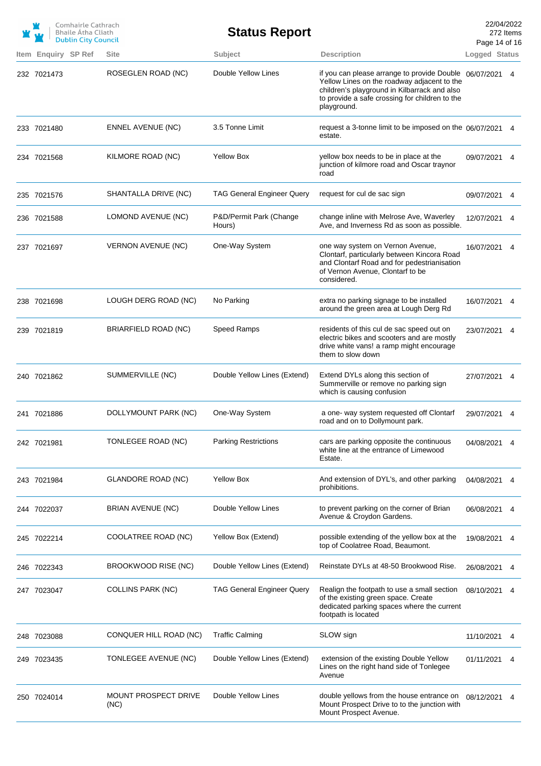| Item | Enquiry | SP Ref | Site | Subject | Description | Logged | Status |
|---|---|---|---|---|---|---|---|
| 232 | 7021473 | | ROSEGLEN ROAD (NC) | Double Yellow Lines | if you can please arrange to provide Double Yellow Lines on the roadway adjacent to the children's playground in Kilbarrack and also to provide a safe crossing for children to the playground. | 06/07/2021 | 4 |
| 233 | 7021480 | | ENNEL AVENUE (NC) | 3.5 Tonne Limit | request a 3-tonne limit to be imposed on the estate. | 06/07/2021 | 4 |
| 234 | 7021568 | | KILMORE ROAD (NC) | Yellow Box | yellow box needs to be in place at the junction of kilmore road and Oscar traynor road | 09/07/2021 | 4 |
| 235 | 7021576 | | SHANTALLA DRIVE (NC) | TAG General Engineer Query | request for cul de sac sign | 09/07/2021 | 4 |
| 236 | 7021588 | | LOMOND AVENUE (NC) | P&D/Permit Park (Change Hours) | change inline with Melrose Ave, Waverley Ave, and Inverness Rd as soon as possible. | 12/07/2021 | 4 |
| 237 | 7021697 | | VERNON AVENUE (NC) | One-Way System | one way system on Vernon Avenue, Clontarf, particularly between Kincora Road and Clontarf Road and for pedestrianisation of Vernon Avenue, Clontarf to be considered. | 16/07/2021 | 4 |
| 238 | 7021698 | | LOUGH DERG ROAD (NC) | No Parking | extra no parking signage to be installed around the green area at Lough Derg Rd | 16/07/2021 | 4 |
| 239 | 7021819 | | BRIARFIELD ROAD (NC) | Speed Ramps | residents of this cul de sac speed out on electric bikes and scooters and are mostly drive white vans! a ramp might encourage them to slow down | 23/07/2021 | 4 |
| 240 | 7021862 | | SUMMERVILLE (NC) | Double Yellow Lines (Extend) | Extend DYLs along this section of Summerville or remove no parking sign which is causing confusion | 27/07/2021 | 4 |
| 241 | 7021886 | | DOLLYMOUNT PARK (NC) | One-Way System | a one- way system requested off Clontarf road and on to Dollymount park. | 29/07/2021 | 4 |
| 242 | 7021981 | | TONLEGEE ROAD (NC) | Parking Restrictions | cars are parking opposite the continuous white line at the entrance of Limewood Estate. | 04/08/2021 | 4 |
| 243 | 7021984 | | GLANDORE ROAD (NC) | Yellow Box | And extension of DYL's, and other parking prohibitions. | 04/08/2021 | 4 |
| 244 | 7022037 | | BRIAN AVENUE (NC) | Double Yellow Lines | to prevent parking on the corner of Brian Avenue & Croydon Gardens. | 06/08/2021 | 4 |
| 245 | 7022214 | | COOLATREE ROAD (NC) | Yellow Box (Extend) | possible extending of the yellow box at the top of Coolatree Road, Beaumont. | 19/08/2021 | 4 |
| 246 | 7022343 | | BROOKWOOD RISE (NC) | Double Yellow Lines (Extend) | Reinstate DYLs at 48-50 Brookwood Rise. | 26/08/2021 | 4 |
| 247 | 7023047 | | COLLINS PARK (NC) | TAG General Engineer Query | Realign the footpath to use a small section of the existing green space. Create dedicated parking spaces where the current footpath is located | 08/10/2021 | 4 |
| 248 | 7023088 | | CONQUER HILL ROAD (NC) | Traffic Calming | SLOW sign | 11/10/2021 | 4 |
| 249 | 7023435 | | TONLEGEE AVENUE (NC) | Double Yellow Lines (Extend) | extension of the existing Double Yellow Lines on the right hand side of Tonlegee Avenue | 01/11/2021 | 4 |
| 250 | 7024014 | | MOUNT PROSPECT DRIVE (NC) | Double Yellow Lines | double yellows from the house entrance on Mount Prospect Drive to to the junction with Mount Prospect Avenue. | 08/12/2021 | 4 |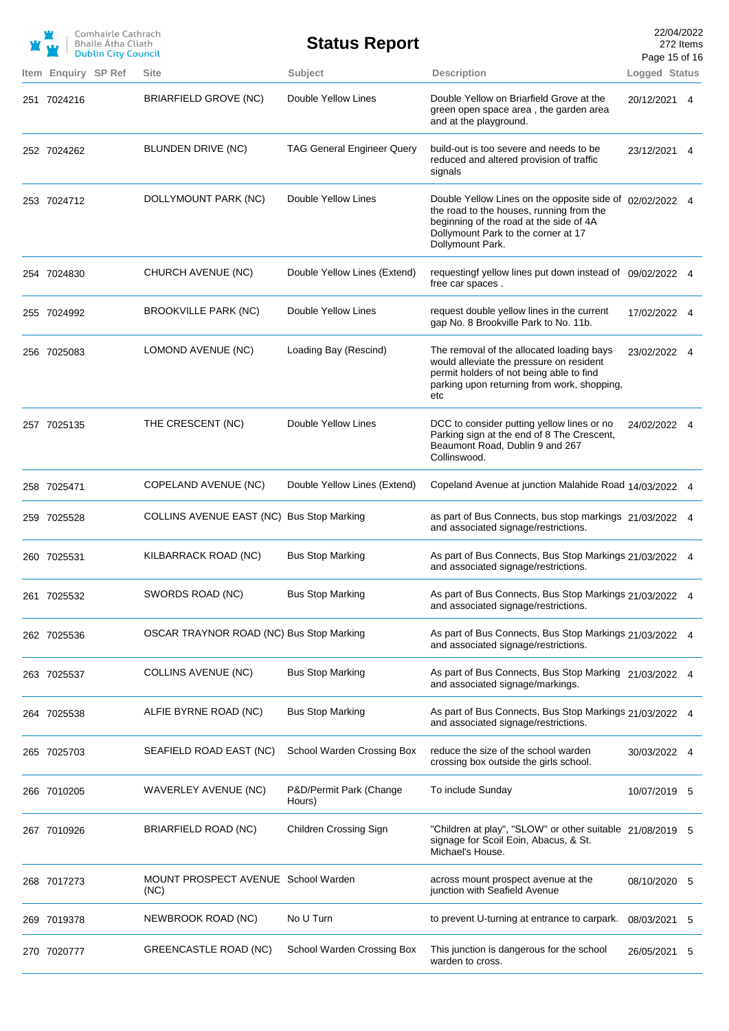| Item | Enquiry | SP Ref | Site | Subject | Description | Logged | Status |
|---|---|---|---|---|---|---|---|
| 251 | 7024216 | | BRIARFIELD GROVE (NC) | Double Yellow Lines | Double Yellow on Briarfield Grove at the green open space area , the garden area and at the playground. | 20/12/2021 | 4 |
| 252 | 7024262 | | BLUNDEN DRIVE (NC) | TAG General Engineer Query | build-out is too severe and needs to be reduced and altered provision of traffic signals | 23/12/2021 | 4 |
| 253 | 7024712 | | DOLLYMOUNT PARK (NC) | Double Yellow Lines | Double Yellow Lines on the opposite side of the road to the houses, running from the beginning of the road at the side of 4A Dollymount Park to the corner at 17 Dollymount Park. | 02/02/2022 | 4 |
| 254 | 7024830 | | CHURCH AVENUE (NC) | Double Yellow Lines (Extend) | requestingf yellow lines put down instead of free car spaces . | 09/02/2022 | 4 |
| 255 | 7024992 | | BROOKVILLE PARK (NC) | Double Yellow Lines | request double yellow lines in the current gap No. 8 Brookville Park to No. 11b. | 17/02/2022 | 4 |
| 256 | 7025083 | | LOMOND AVENUE (NC) | Loading Bay (Rescind) | The removal of the allocated loading bays would alleviate the pressure on resident permit holders of not being able to find parking upon returning from work, shopping, etc | 23/02/2022 | 4 |
| 257 | 7025135 | | THE CRESCENT (NC) | Double Yellow Lines | DCC to consider putting yellow lines or no Parking sign at the end of 8 The Crescent, Beaumont Road, Dublin 9 and 267 Collinswood. | 24/02/2022 | 4 |
| 258 | 7025471 | | COPELAND AVENUE (NC) | Double Yellow Lines (Extend) | Copeland Avenue at junction Malahide Road | 14/03/2022 | 4 |
| 259 | 7025528 | | COLLINS AVENUE EAST (NC) | Bus Stop Marking | as part of Bus Connects, bus stop markings and associated signage/restrictions. | 21/03/2022 | 4 |
| 260 | 7025531 | | KILBARRACK ROAD (NC) | Bus Stop Marking | As part of Bus Connects, Bus Stop Markings and associated signage/restrictions. | 21/03/2022 | 4 |
| 261 | 7025532 | | SWORDS ROAD (NC) | Bus Stop Marking | As part of Bus Connects, Bus Stop Markings and associated signage/restrictions. | 21/03/2022 | 4 |
| 262 | 7025536 | | OSCAR TRAYNOR ROAD (NC) | Bus Stop Marking | As part of Bus Connects, Bus Stop Markings and associated signage/restrictions. | 21/03/2022 | 4 |
| 263 | 7025537 | | COLLINS AVENUE (NC) | Bus Stop Marking | As part of Bus Connects, Bus Stop Marking and associated signage/markings. | 21/03/2022 | 4 |
| 264 | 7025538 | | ALFIE BYRNE ROAD (NC) | Bus Stop Marking | As part of Bus Connects, Bus Stop Markings and associated signage/restrictions. | 21/03/2022 | 4 |
| 265 | 7025703 | | SEAFIELD ROAD EAST (NC) | School Warden Crossing Box | reduce the size of the school warden crossing box outside the girls school. | 30/03/2022 | 4 |
| 266 | 7010205 | | WAVERLEY AVENUE (NC) | P&D/Permit Park (Change Hours) | To include Sunday | 10/07/2019 | 5 |
| 267 | 7010926 | | BRIARFIELD ROAD (NC) | Children Crossing Sign | "Children at play", "SLOW" or other suitable signage for Scoil Eoin, Abacus, & St. Michael's House. | 21/08/2019 | 5 |
| 268 | 7017273 | | MOUNT PROSPECT AVENUE (NC) | School Warden | across mount prospect avenue at the junction with Seafield Avenue | 08/10/2020 | 5 |
| 269 | 7019378 | | NEWBROOK ROAD (NC) | No U Turn | to prevent U-turning at entrance to carpark. | 08/03/2021 | 5 |
| 270 | 7020777 | | GREENCASTLE ROAD (NC) | School Warden Crossing Box | This junction is dangerous for the school warden to cross. | 26/05/2021 | 5 |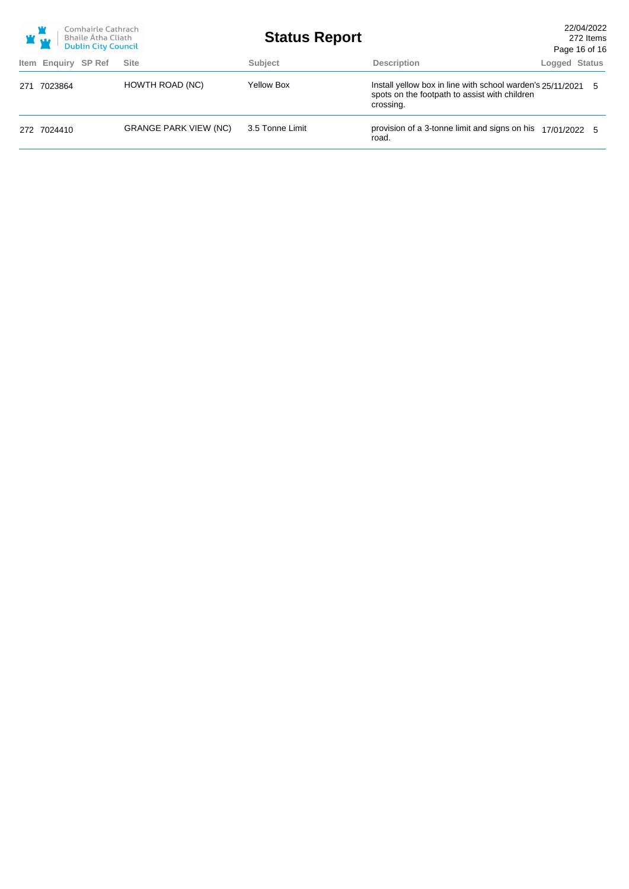| Item | Enquiry | SP Ref | Site | Subject | Description | Logged | Status |
|---|---|---|---|---|---|---|---|
| 271 | 7023864 | | HOWTH ROAD (NC) | Yellow Box | Install yellow box in line with school warden's spots on the footpath to assist with children crossing. | 25/11/2021 | 5 |
| 272 | 7024410 | | GRANGE PARK VIEW (NC) | 3.5 Tonne Limit | provision of a 3-tonne limit and signs on his road. | 17/01/2022 | 5 |